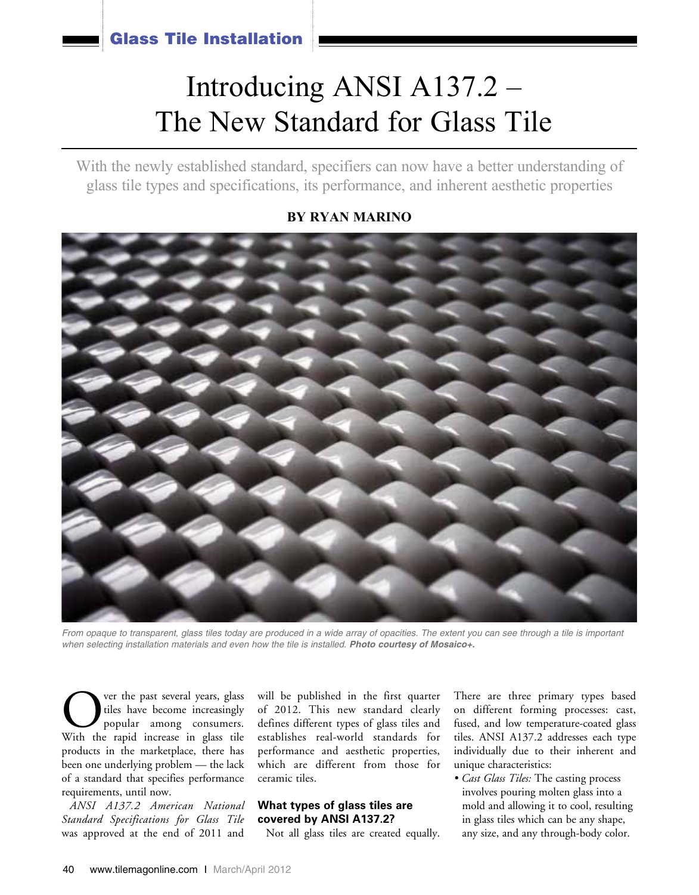Glass Tile Installation

# Introducing ANSI A137.2 – The New Standard for Glass Tile

With the newly established standard, specifiers can now have a better understanding of glass tile types and specifications, its performance, and inherent aesthetic properties

**BY RYAN MARINO**

*From opaque to transparent, glass tiles today are produced in a wide array of opacities. The extent you can see through a tile is important when selecting installation materials and even how the tile is installed.* ***Photo courtesy of Mosaico+.***

Over the past several years, glass tiles have become increasingly popular among consumers. With the rapid increase in glass tile products in the marketplace, there has been one underlying problem — the lack of a standard that specifies performance requirements, until now.

*ANSI A137.2 American National Standard Specifications for Glass Tile* was approved at the end of 2011 and will be published in the first quarter of 2012. This new standard clearly defines different types of glass tiles and establishes real-world standards for performance and aesthetic properties, which are different from those for ceramic tiles.

## What types of glass tiles are covered by ANSI A137.2?

Not all glass tiles are created equally. There are three primary types based on different forming processes: cast, fused, and low temperature-coated glass tiles. ANSI A137.2 addresses each type individually due to their inherent and unique characteristics:

- *Cast Glass Tiles:* The casting process involves pouring molten glass into a mold and allowing it to cool, resulting in glass tiles which can be any shape, any size, and any through-body color.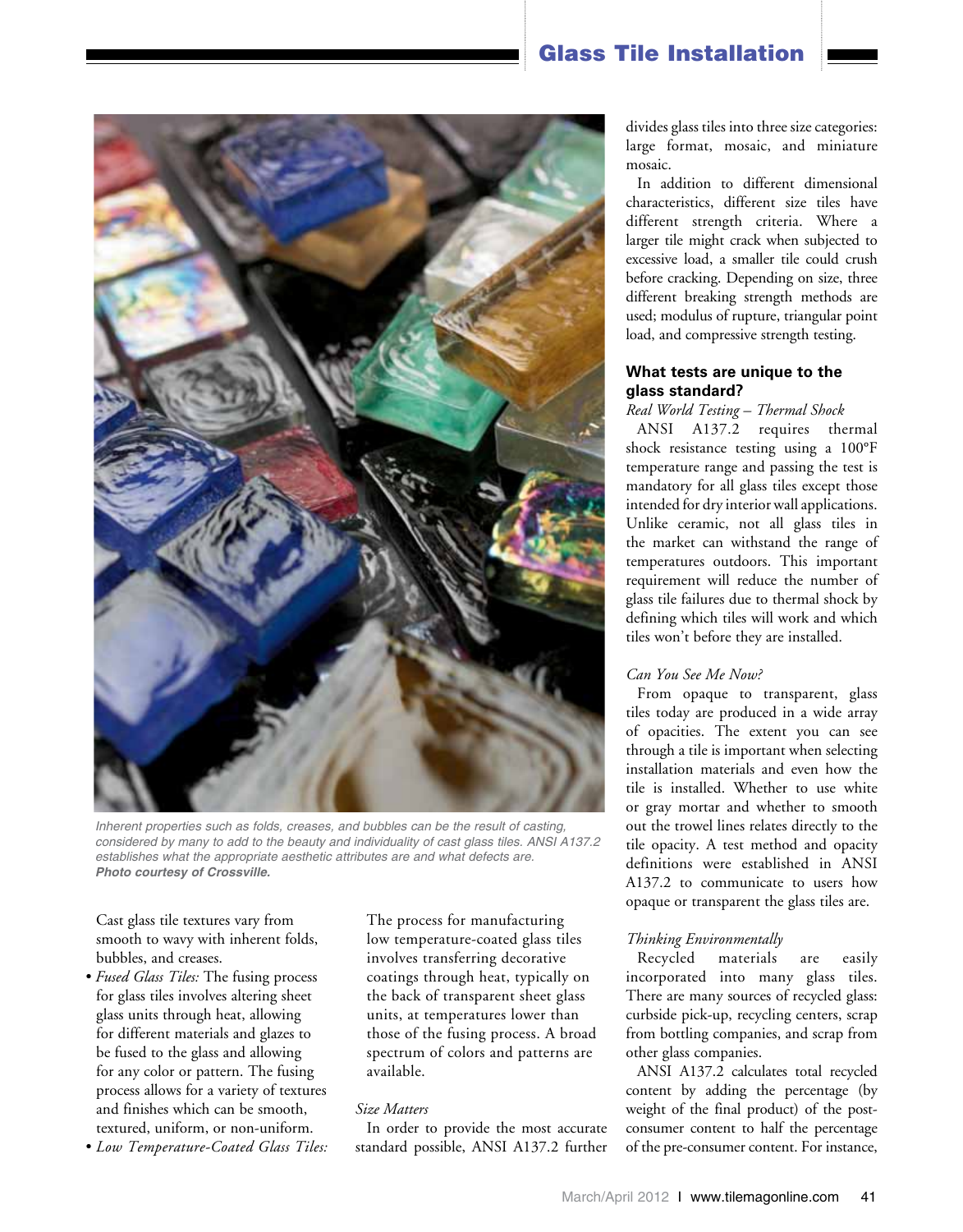Inherent properties such as folds, creases, and bubbles can be the result of casting, considered by many to add to the beauty and individuality of cast glass tiles. ANSI A137.2 establishes what the appropriate aesthetic attributes are and what defects are. **Photo courtesy of Crossville.**

Cast glass tile textures vary from smooth to wavy with inherent folds, bubbles, and creases.

- *Fused Glass Tiles:* The fusing process for glass tiles involves altering sheet glass units through heat, allowing for different materials and glazes to be fused to the glass and allowing for any color or pattern. The fusing process allows for a variety of textures and finishes which can be smooth, textured, uniform, or non-uniform.
- *Low Temperature-Coated Glass Tiles:* The process for manufacturing low temperature-coated glass tiles involves transferring decorative coatings through heat, typically on the back of transparent sheet glass units, at temperatures lower than those of the fusing process. A broad spectrum of colors and patterns are available.

*Size Matters*

In order to provide the most accurate standard possible, ANSI A137.2 further divides glass tiles into three size categories: large format, mosaic, and miniature mosaic.

In addition to different dimensional characteristics, different size tiles have different strength criteria. Where a larger tile might crack when subjected to excessive load, a smaller tile could crush before cracking. Depending on size, three different breaking strength methods are used; modulus of rupture, triangular point load, and compressive strength testing.

### What tests are unique to the glass standard?

*Real World Testing – Thermal Shock*

ANSI A137.2 requires thermal shock resistance testing using a 100°F temperature range and passing the test is mandatory for all glass tiles except those intended for dry interior wall applications. Unlike ceramic, not all glass tiles in the market can withstand the range of temperatures outdoors. This important requirement will reduce the number of glass tile failures due to thermal shock by defining which tiles will work and which tiles won't before they are installed.

*Can You See Me Now?*

From opaque to transparent, glass tiles today are produced in a wide array of opacities. The extent you can see through a tile is important when selecting installation materials and even how the tile is installed. Whether to use white or gray mortar and whether to smooth out the trowel lines relates directly to the tile opacity. A test method and opacity definitions were established in ANSI A137.2 to communicate to users how opaque or transparent the glass tiles are.

*Thinking Environmentally*

Recycled materials are easily incorporated into many glass tiles. There are many sources of recycled glass: curbside pick-up, recycling centers, scrap from bottling companies, and scrap from other glass companies.

ANSI A137.2 calculates total recycled content by adding the percentage (by weight of the final product) of the post-consumer content to half the percentage of the pre-consumer content. For instance,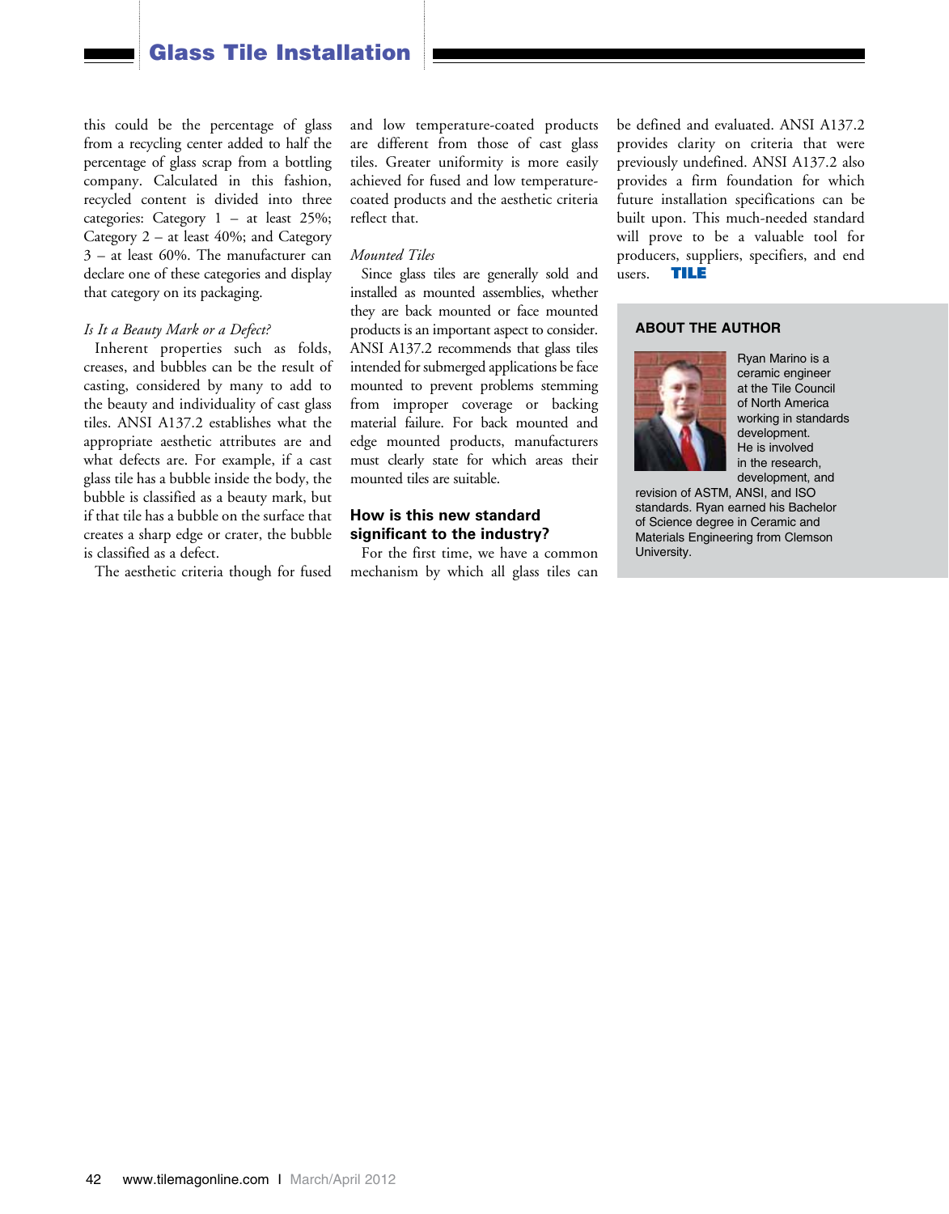this could be the percentage of glass from a recycling center added to half the percentage of glass scrap from a bottling company. Calculated in this fashion, recycled content is divided into three categories: Category 1 – at least 25%; Category 2 – at least 40%; and Category 3 – at least 60%. The manufacturer can declare one of these categories and display that category on its packaging.

*Is It a Beauty Mark or a Defect?*

Inherent properties such as folds, creases, and bubbles can be the result of casting, considered by many to add to the beauty and individuality of cast glass tiles. ANSI A137.2 establishes what the appropriate aesthetic attributes are and what defects are. For example, if a cast glass tile has a bubble inside the body, the bubble is classified as a beauty mark, but if that tile has a bubble on the surface that creates a sharp edge or crater, the bubble is classified as a defect.

The aesthetic criteria though for fused and low temperature-coated products are different from those of cast glass tiles. Greater uniformity is more easily achieved for fused and low temperature-coated products and the aesthetic criteria reflect that.

*Mounted Tiles*

Since glass tiles are generally sold and installed as mounted assemblies, whether they are back mounted or face mounted products is an important aspect to consider. ANSI A137.2 recommends that glass tiles intended for submerged applications be face mounted to prevent problems stemming from improper coverage or backing material failure. For back mounted and edge mounted products, manufacturers must clearly state for which areas their mounted tiles are suitable.

### How is this new standard significant to the industry?

For the first time, we have a common mechanism by which all glass tiles can be defined and evaluated. ANSI A137.2 provides clarity on criteria that were previously undefined. ANSI A137.2 also provides a firm foundation for which future installation specifications can be built upon. This much-needed standard will prove to be a valuable tool for producers, suppliers, specifiers, and end users. **TILE**

### ABOUT THE AUTHOR

Ryan Marino is a ceramic engineer at the Tile Council of North America working in standards development. He is involved in the research, development, and revision of ASTM, ANSI, and ISO standards. Ryan earned his Bachelor of Science degree in Ceramic and Materials Engineering from Clemson University.